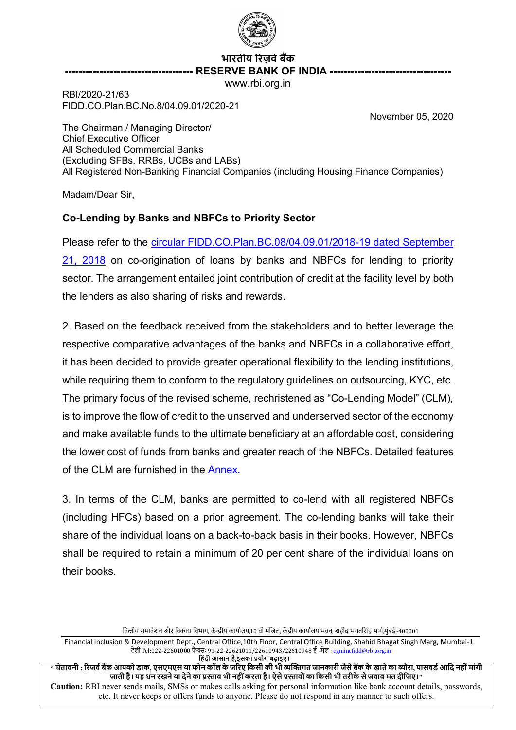भारतीय रिज़र्व बैंक
RESERVE BANK OF INDIA
www.rbi.org.in

RBI/2020-21/63
FIDD.CO.Plan.BC.No.8/04.09.01/2020-21

November 05, 2020

The Chairman / Managing Director/
Chief Executive Officer
All Scheduled Commercial Banks
(Excluding SFBs, RRBs, UCBs and LABs)
All Registered Non-Banking Financial Companies (including Housing Finance Companies)

Madam/Dear Sir,

**Co-Lending by Banks and NBFCs to Priority Sector**

Please refer to the circular FIDD.CO.Plan.BC.08/04.09.01/2018-19 dated September 21, 2018 on co-origination of loans by banks and NBFCs for lending to priority sector. The arrangement entailed joint contribution of credit at the facility level by both the lenders as also sharing of risks and rewards.

2. Based on the feedback received from the stakeholders and to better leverage the respective comparative advantages of the banks and NBFCs in a collaborative effort, it has been decided to provide greater operational flexibility to the lending institutions, while requiring them to conform to the regulatory guidelines on outsourcing, KYC, etc. The primary focus of the revised scheme, rechristened as "Co-Lending Model" (CLM), is to improve the flow of credit to the unserved and underserved sector of the economy and make available funds to the ultimate beneficiary at an affordable cost, considering the lower cost of funds from banks and greater reach of the NBFCs. Detailed features of the CLM are furnished in the Annex.

3. In terms of the CLM, banks are permitted to co-lend with all registered NBFCs (including HFCs) based on a prior agreement. The co-lending banks will take their share of the individual loans on a back-to-back basis in their books. However, NBFCs shall be required to retain a minimum of 20 per cent share of the individual loans on their books.

वित्तीय समावेशन और विकास विभाग, केन्द्रीय कार्यालय,10 वी मंजिल, केंद्रीय कार्यालय भवन, शहीद भगतसिंह मार्ग,मुंबई -400001

Financial Inclusion & Development Dept., Central Office,10th Floor, Central Office Building, Shahid Bhagat Singh Marg, Mumbai-1
टेली Tel:022-22601000 फैक्स: 91-22-22621011/22610943/22610948 ई -मेल : cgmincfidd@rbi.org.in

हिंदी आसान है,इसका प्रयोग बढ़ाइए।

" चेतावनी : रिजर्व बैंक आपको डाक, एसएमएस या फोन कॉल के जरिए किसी की भी व्यक्तिगत जानकारी जैसे बैंक के खाते का ब्यौरा, पासवर्ड आदि नहीं मांगी जाती है। यह धन रखने या देने का प्रस्ताव भी नहीं करता है। ऐसे प्रस्तावों का किसी भी तरीके से जवाब मत दीजिए।"

**Caution:** RBI never sends mails, SMSs or makes calls asking for personal information like bank account details, passwords, etc. It never keeps or offers funds to anyone. Please do not respond in any manner to such offers.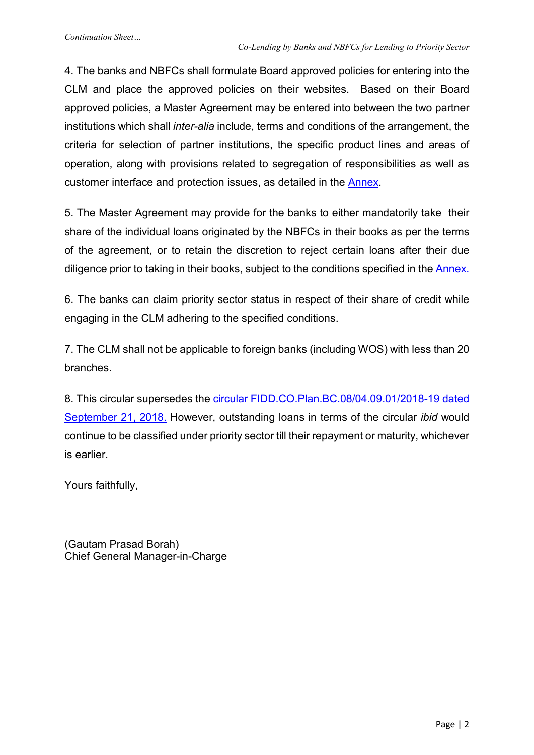4. The banks and NBFCs shall formulate Board approved policies for entering into the CLM and place the approved policies on their websites. Based on their Board approved policies, a Master Agreement may be entered into between the two partner institutions which shall *inter-alia* include, terms and conditions of the arrangement, the criteria for selection of partner institutions, the specific product lines and areas of operation, along with provisions related to segregation of responsibilities as well as customer interface and protection issues, as detailed in the Annex.

5. The Master Agreement may provide for the banks to either mandatorily take their share of the individual loans originated by the NBFCs in their books as per the terms of the agreement, or to retain the discretion to reject certain loans after their due diligence prior to taking in their books, subject to the conditions specified in the Annex.

6. The banks can claim priority sector status in respect of their share of credit while engaging in the CLM adhering to the specified conditions.

7. The CLM shall not be applicable to foreign banks (including WOS) with less than 20 branches.

8. This circular supersedes the circular FIDD.CO.Plan.BC.08/04.09.01/2018-19 dated September 21, 2018. However, outstanding loans in terms of the circular *ibid* would continue to be classified under priority sector till their repayment or maturity, whichever is earlier.

Yours faithfully,

(Gautam Prasad Borah)
Chief General Manager-in-Charge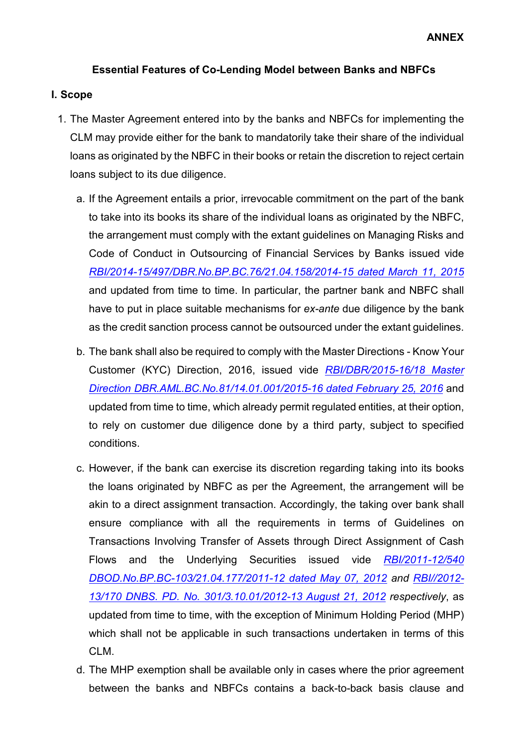**ANNEX**

**Essential Features of Co-Lending Model between Banks and NBFCs**

**I. Scope**

1. The Master Agreement entered into by the banks and NBFCs for implementing the CLM may provide either for the bank to mandatorily take their share of the individual loans as originated by the NBFC in their books or retain the discretion to reject certain loans subject to its due diligence.

   a. If the Agreement entails a prior, irrevocable commitment on the part of the bank to take into its books its share of the individual loans as originated by the NBFC, the arrangement must comply with the extant guidelines on Managing Risks and Code of Conduct in Outsourcing of Financial Services by Banks issued vide *RBI/2014-15/497/DBR.No.BP.BC.76/21.04.158/2014-15 dated March 11, 2015* and updated from time to time. In particular, the partner bank and NBFC shall have to put in place suitable mechanisms for *ex-ante* due diligence by the bank as the credit sanction process cannot be outsourced under the extant guidelines.

   b. The bank shall also be required to comply with the Master Directions - Know Your Customer (KYC) Direction, 2016, issued vide *RBI/DBR/2015-16/18 Master Direction DBR.AML.BC.No.81/14.01.001/2015-16 dated February 25, 2016* and updated from time to time, which already permit regulated entities, at their option, to rely on customer due diligence done by a third party, subject to specified conditions.

   c. However, if the bank can exercise its discretion regarding taking into its books the loans originated by NBFC as per the Agreement, the arrangement will be akin to a direct assignment transaction. Accordingly, the taking over bank shall ensure compliance with all the requirements in terms of Guidelines on Transactions Involving Transfer of Assets through Direct Assignment of Cash Flows and the Underlying Securities issued vide *RBI/2011-12/540 DBOD.No.BP.BC-103/21.04.177/2011-12 dated May 07, 2012 and RBI//2012-13/170 DNBS. PD. No. 301/3.10.01/2012-13 August 21, 2012 respectively*, as updated from time to time, with the exception of Minimum Holding Period (MHP) which shall not be applicable in such transactions undertaken in terms of this CLM.

   d. The MHP exemption shall be available only in cases where the prior agreement between the banks and NBFCs contains a back-to-back basis clause and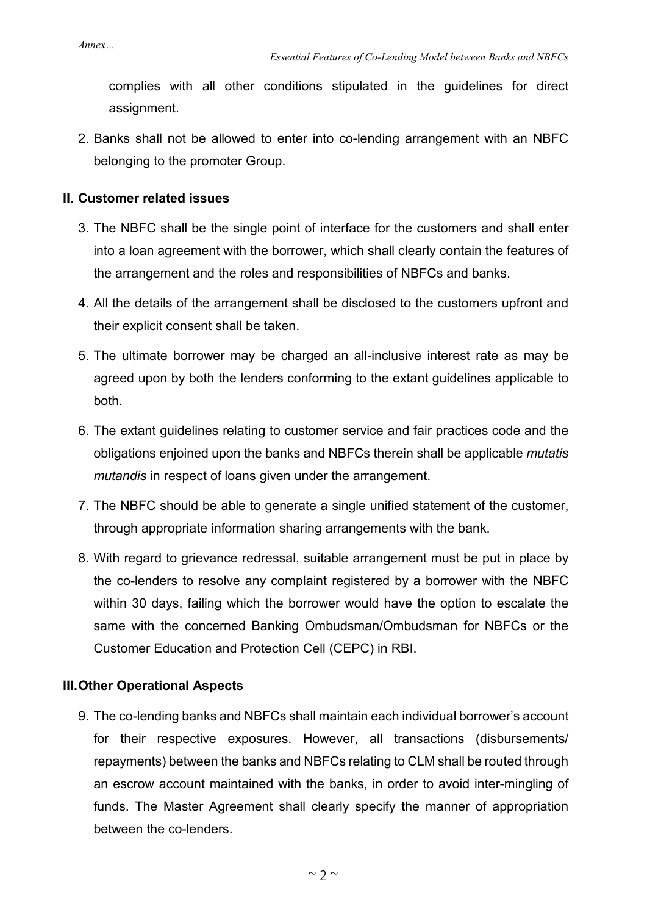complies with all other conditions stipulated in the guidelines for direct assignment.

2. Banks shall not be allowed to enter into co-lending arrangement with an NBFC belonging to the promoter Group.

**II. Customer related issues**

3. The NBFC shall be the single point of interface for the customers and shall enter into a loan agreement with the borrower, which shall clearly contain the features of the arrangement and the roles and responsibilities of NBFCs and banks.
4. All the details of the arrangement shall be disclosed to the customers upfront and their explicit consent shall be taken.
5. The ultimate borrower may be charged an all-inclusive interest rate as may be agreed upon by both the lenders conforming to the extant guidelines applicable to both.
6. The extant guidelines relating to customer service and fair practices code and the obligations enjoined upon the banks and NBFCs therein shall be applicable *mutatis mutandis* in respect of loans given under the arrangement.
7. The NBFC should be able to generate a single unified statement of the customer, through appropriate information sharing arrangements with the bank.
8. With regard to grievance redressal, suitable arrangement must be put in place by the co-lenders to resolve any complaint registered by a borrower with the NBFC within 30 days, failing which the borrower would have the option to escalate the same with the concerned Banking Ombudsman/Ombudsman for NBFCs or the Customer Education and Protection Cell (CEPC) in RBI.

**III. Other Operational Aspects**

9. The co-lending banks and NBFCs shall maintain each individual borrower's account for their respective exposures. However, all transactions (disbursements/ repayments) between the banks and NBFCs relating to CLM shall be routed through an escrow account maintained with the banks, in order to avoid inter-mingling of funds. The Master Agreement shall clearly specify the manner of appropriation between the co-lenders.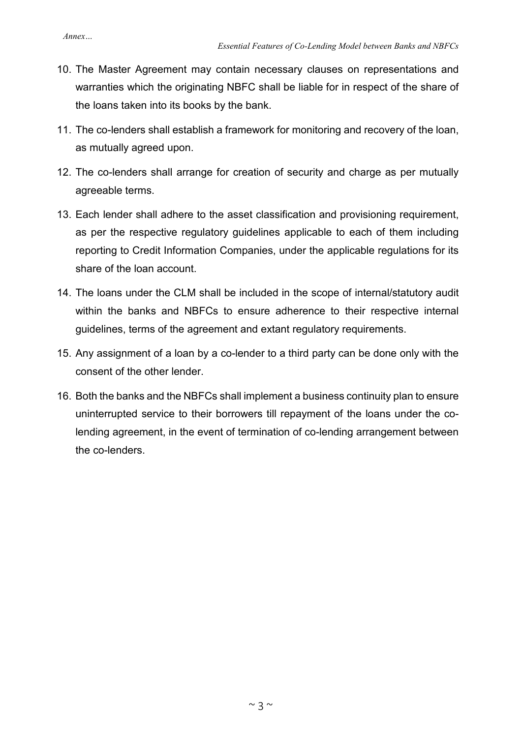10. The Master Agreement may contain necessary clauses on representations and warranties which the originating NBFC shall be liable for in respect of the share of the loans taken into its books by the bank.
11. The co-lenders shall establish a framework for monitoring and recovery of the loan, as mutually agreed upon.
12. The co-lenders shall arrange for creation of security and charge as per mutually agreeable terms.
13. Each lender shall adhere to the asset classification and provisioning requirement, as per the respective regulatory guidelines applicable to each of them including reporting to Credit Information Companies, under the applicable regulations for its share of the loan account.
14. The loans under the CLM shall be included in the scope of internal/statutory audit within the banks and NBFCs to ensure adherence to their respective internal guidelines, terms of the agreement and extant regulatory requirements.
15. Any assignment of a loan by a co-lender to a third party can be done only with the consent of the other lender.
16. Both the banks and the NBFCs shall implement a business continuity plan to ensure uninterrupted service to their borrowers till repayment of the loans under the co-lending agreement, in the event of termination of co-lending arrangement between the co-lenders.